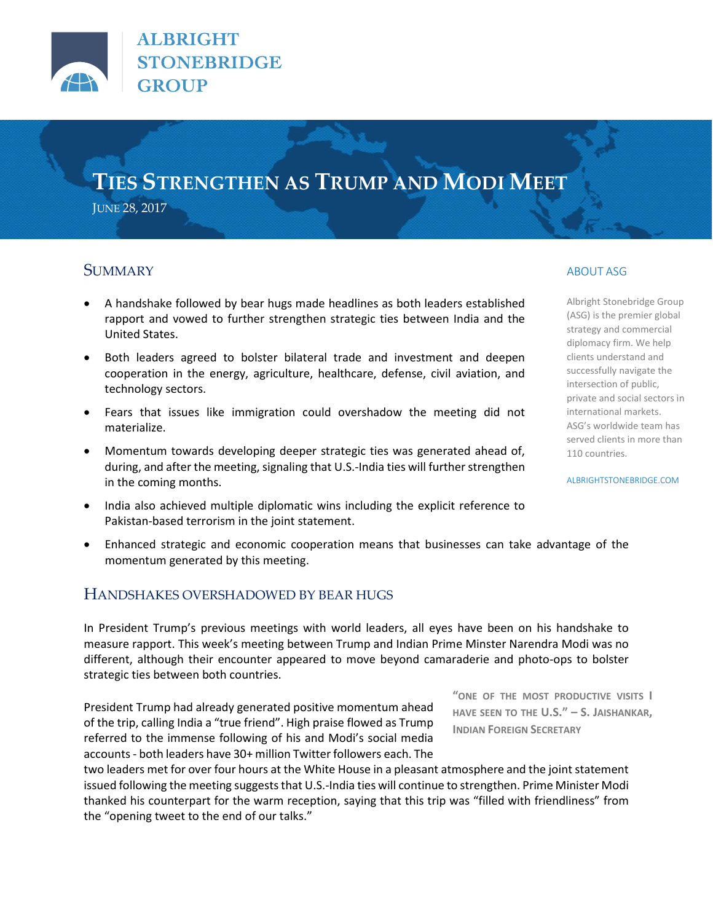ALBRIGHT STONEBRIDGE GROUP

# Ties Strengthen as Trump and Modi Meet

June 28, 2017

## Summary

- A handshake followed by bear hugs made headlines as both leaders established rapport and vowed to further strengthen strategic ties between India and the United States.
- Both leaders agreed to bolster bilateral trade and investment and deepen cooperation in the energy, agriculture, healthcare, defense, civil aviation, and technology sectors.
- Fears that issues like immigration could overshadow the meeting did not materialize.
- Momentum towards developing deeper strategic ties was generated ahead of, during, and after the meeting, signaling that U.S.-India ties will further strengthen in the coming months.
- India also achieved multiple diplomatic wins including the explicit reference to Pakistan-based terrorism in the joint statement.
- Enhanced strategic and economic cooperation means that businesses can take advantage of the momentum generated by this meeting.

### About ASG

Albright Stonebridge Group (ASG) is the premier global strategy and commercial diplomacy firm. We help clients understand and successfully navigate the intersection of public, private and social sectors in international markets. ASG's worldwide team has served clients in more than 110 countries.

ALBRIGHTSTONEBRIDGE.COM

## Handshakes Overshadowed by Bear Hugs

In President Trump's previous meetings with world leaders, all eyes have been on his handshake to measure rapport. This week's meeting between Trump and Indian Prime Minster Narendra Modi was no different, although their encounter appeared to move beyond camaraderie and photo-ops to bolster strategic ties between both countries.

> "One of the most productive visits I have seen to the U.S." – S. Jaishankar, Indian Foreign Secretary

President Trump had already generated positive momentum ahead of the trip, calling India a "true friend". High praise flowed as Trump referred to the immense following of his and Modi's social media accounts - both leaders have 30+ million Twitter followers each. The two leaders met for over four hours at the White House in a pleasant atmosphere and the joint statement issued following the meeting suggests that U.S.-India ties will continue to strengthen. Prime Minister Modi thanked his counterpart for the warm reception, saying that this trip was "filled with friendliness" from the "opening tweet to the end of our talks."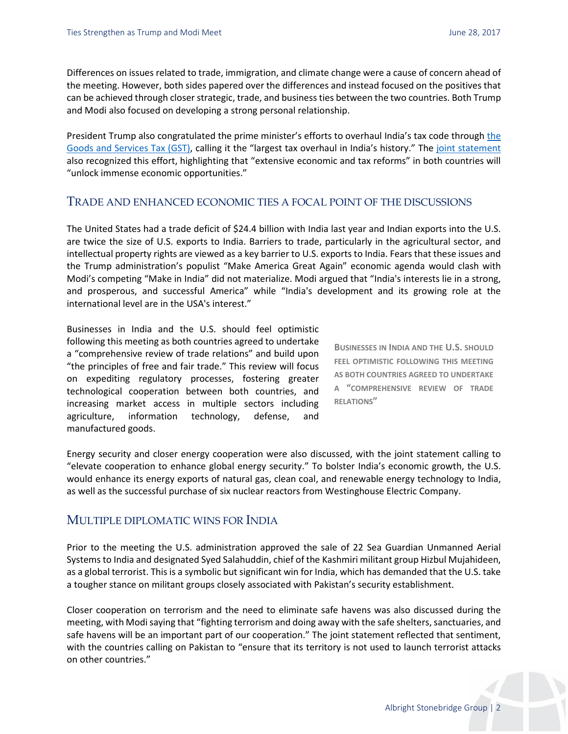Differences on issues related to trade, immigration, and climate change were a cause of concern ahead of the meeting. However, both sides papered over the differences and instead focused on the positives that can be achieved through closer strategic, trade, and business ties between the two countries. Both Trump and Modi also focused on developing a strong personal relationship.

President Trump also congratulated the prime minister's efforts to overhaul India's tax code through the Goods and Services Tax (GST), calling it the "largest tax overhaul in India's history." The joint statement also recognized this effort, highlighting that "extensive economic and tax reforms" in both countries will "unlock immense economic opportunities."

## Trade and enhanced economic ties a focal point of the discussions

The United States had a trade deficit of $24.4 billion with India last year and Indian exports into the U.S. are twice the size of U.S. exports to India. Barriers to trade, particularly in the agricultural sector, and intellectual property rights are viewed as a key barrier to U.S. exports to India. Fears that these issues and the Trump administration's populist "Make America Great Again" economic agenda would clash with Modi's competing "Make in India" did not materialize. Modi argued that "India's interests lie in a strong, and prosperous, and successful America" while "India's development and its growing role at the international level are in the USA's interest."

Businesses in India and the U.S. should feel optimistic following this meeting as both countries agreed to undertake a "comprehensive review of trade relations" and build upon "the principles of free and fair trade." This review will focus on expediting regulatory processes, fostering greater technological cooperation between both countries, and increasing market access in multiple sectors including agriculture, information technology, defense, and manufactured goods.

> **Businesses in India and the U.S. should feel optimistic following this meeting as both countries agreed to undertake a "comprehensive review of trade relations"**

Energy security and closer energy cooperation were also discussed, with the joint statement calling to "elevate cooperation to enhance global energy security." To bolster India's economic growth, the U.S. would enhance its energy exports of natural gas, clean coal, and renewable energy technology to India, as well as the successful purchase of six nuclear reactors from Westinghouse Electric Company.

## Multiple diplomatic wins for India

Prior to the meeting the U.S. administration approved the sale of 22 Sea Guardian Unmanned Aerial Systems to India and designated Syed Salahuddin, chief of the Kashmiri militant group Hizbul Mujahideen, as a global terrorist. This is a symbolic but significant win for India, which has demanded that the U.S. take a tougher stance on militant groups closely associated with Pakistan's security establishment.

Closer cooperation on terrorism and the need to eliminate safe havens was also discussed during the meeting, with Modi saying that "fighting terrorism and doing away with the safe shelters, sanctuaries, and safe havens will be an important part of our cooperation." The joint statement reflected that sentiment, with the countries calling on Pakistan to "ensure that its territory is not used to launch terrorist attacks on other countries."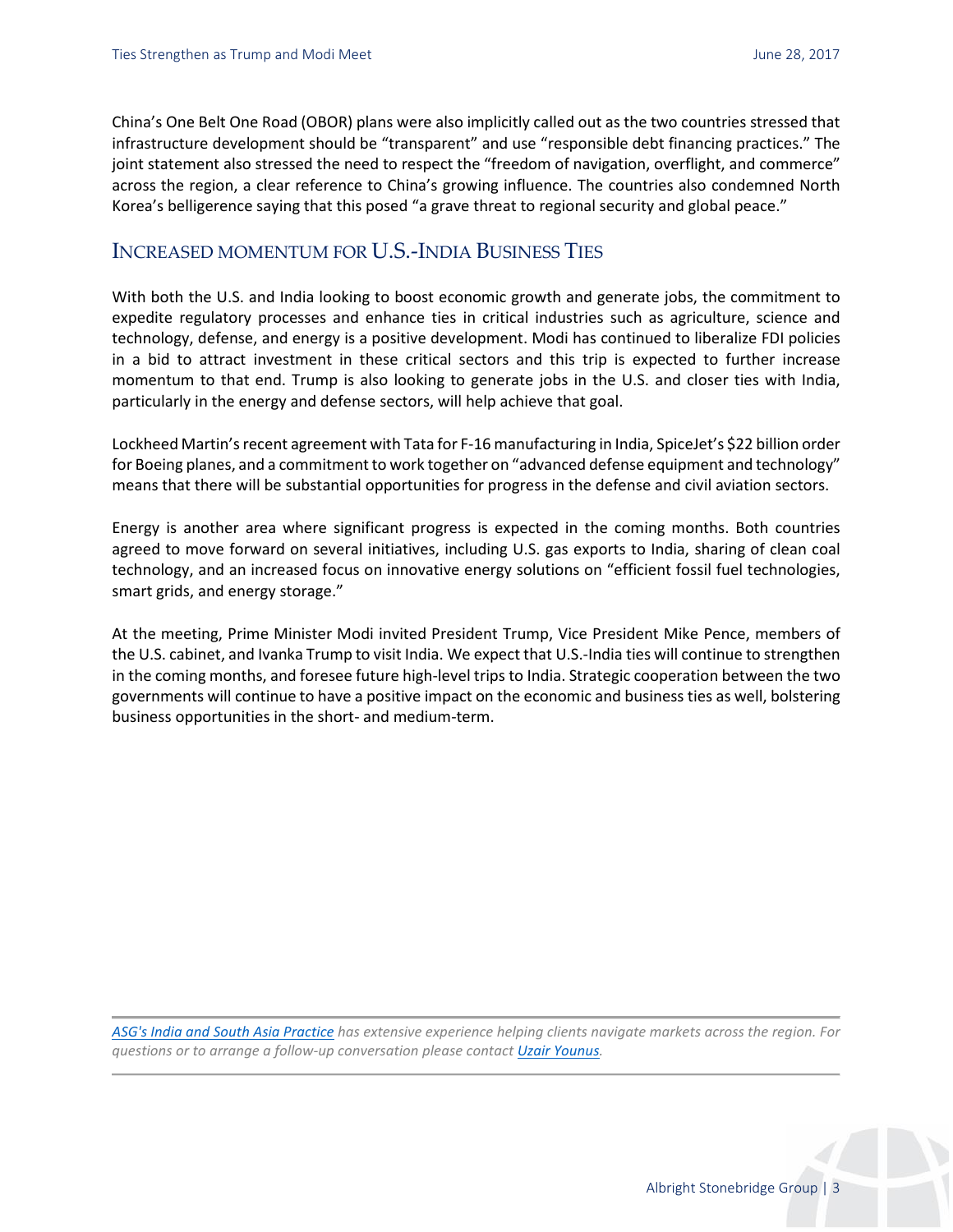China's One Belt One Road (OBOR) plans were also implicitly called out as the two countries stressed that infrastructure development should be "transparent" and use "responsible debt financing practices." The joint statement also stressed the need to respect the "freedom of navigation, overflight, and commerce" across the region, a clear reference to China's growing influence. The countries also condemned North Korea's belligerence saying that this posed "a grave threat to regional security and global peace."

## Increased momentum for U.S.-India Business Ties

With both the U.S. and India looking to boost economic growth and generate jobs, the commitment to expedite regulatory processes and enhance ties in critical industries such as agriculture, science and technology, defense, and energy is a positive development. Modi has continued to liberalize FDI policies in a bid to attract investment in these critical sectors and this trip is expected to further increase momentum to that end. Trump is also looking to generate jobs in the U.S. and closer ties with India, particularly in the energy and defense sectors, will help achieve that goal.

Lockheed Martin's recent agreement with Tata for F-16 manufacturing in India, SpiceJet's $22 billion order for Boeing planes, and a commitment to work together on "advanced defense equipment and technology" means that there will be substantial opportunities for progress in the defense and civil aviation sectors.

Energy is another area where significant progress is expected in the coming months. Both countries agreed to move forward on several initiatives, including U.S. gas exports to India, sharing of clean coal technology, and an increased focus on innovative energy solutions on "efficient fossil fuel technologies, smart grids, and energy storage."

At the meeting, Prime Minister Modi invited President Trump, Vice President Mike Pence, members of the U.S. cabinet, and Ivanka Trump to visit India. We expect that U.S.-India ties will continue to strengthen in the coming months, and foresee future high-level trips to India. Strategic cooperation between the two governments will continue to have a positive impact on the economic and business ties as well, bolstering business opportunities in the short- and medium-term.

---

*ASG's India and South Asia Practice has extensive experience helping clients navigate markets across the region. For questions or to arrange a follow-up conversation please contact Uzair Younus.*

---